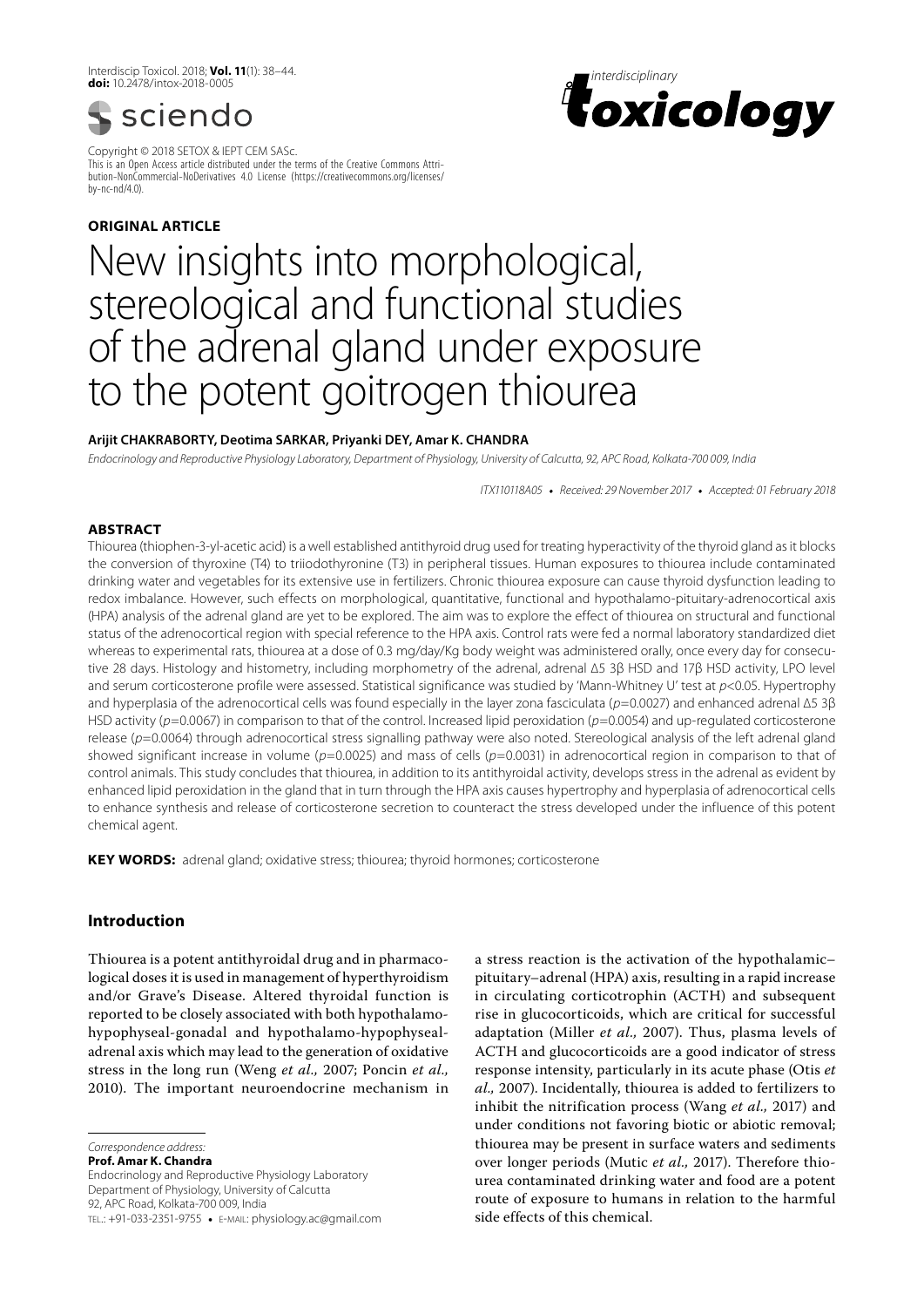Interdiscip Toxicol. 2018; **Vol. 11**(1): 38–44.
**doi:** 10.2478/intox-2018-0005

Copyright © 2018 SETOX & IEPT CEM SASc.
This is an Open Access article distributed under the terms of the Creative Commons Attribution-NonCommercial-NoDerivatives 4.0 License (https://creativecommons.org/licenses/by-nc-nd/4.0).

**ORIGINAL ARTICLE**

# New insights into morphological, stereological and functional studies of the adrenal gland under exposure to the potent goitrogen thiourea

**Arijit CHAKRABORTY, Deotima SARKAR, Priyanki DEY, Amar K. CHANDRA**

*Endocrinology and Reproductive Physiology Laboratory, Department of Physiology, University of Calcutta, 92, APC Road, Kolkata-700 009, India*

*ITX110118A05 • Received: 29 November 2017 • Accepted: 01 February 2018*

## ABSTRACT

Thiourea (thiophen-3-yl-acetic acid) is a well established antithyroid drug used for treating hyperactivity of the thyroid gland as it blocks the conversion of thyroxine (T4) to triiodothyronine (T3) in peripheral tissues. Human exposures to thiourea include contaminated drinking water and vegetables for its extensive use in fertilizers. Chronic thiourea exposure can cause thyroid dysfunction leading to redox imbalance. However, such effects on morphological, quantitative, functional and hypothalamo-pituitary-adrenocortical axis (HPA) analysis of the adrenal gland are yet to be explored. The aim was to explore the effect of thiourea on structural and functional status of the adrenocortical region with special reference to the HPA axis. Control rats were fed a normal laboratory standardized diet whereas to experimental rats, thiourea at a dose of 0.3 mg/day/Kg body weight was administered orally, once every day for consecutive 28 days. Histology and histometry, including morphometry of the adrenal, adrenal Δ5 3β HSD and 17β HSD activity, LPO level and serum corticosterone profile were assessed. Statistical significance was studied by 'Mann-Whitney U' test at $p<0.05$. Hypertrophy and hyperplasia of the adrenocortical cells was found especially in the layer zona fasciculata ($p=0.0027$) and enhanced adrenal Δ5 3β HSD activity ($p=0.0067$) in comparison to that of the control. Increased lipid peroxidation ($p=0.0054$) and up-regulated corticosterone release ($p=0.0064$) through adrenocortical stress signalling pathway were also noted. Stereological analysis of the left adrenal gland showed significant increase in volume ($p=0.0025$) and mass of cells ($p=0.0031$) in adrenocortical region in comparison to that of control animals. This study concludes that thiourea, in addition to its antithyroidal activity, develops stress in the adrenal as evident by enhanced lipid peroxidation in the gland that in turn through the HPA axis causes hypertrophy and hyperplasia of adrenocortical cells to enhance synthesis and release of corticosterone secretion to counteract the stress developed under the influence of this potent chemical agent.

**KEY WORDS:** adrenal gland; oxidative stress; thiourea; thyroid hormones; corticosterone

## Introduction

Thiourea is a potent antithyroidal drug and in pharmacological doses it is used in management of hyperthyroidism and/or Grave's Disease. Altered thyroidal function is reported to be closely associated with both hypothalamo-hypophyseal-gonadal and hypothalamo-hypophyseal-adrenal axis which may lead to the generation of oxidative stress in the long run (Weng *et al.,* 2007; Poncin *et al.,* 2010). The important neuroendocrine mechanism in a stress reaction is the activation of the hypothalamic–pituitary–adrenal (HPA) axis, resulting in a rapid increase in circulating corticotrophin (ACTH) and subsequent rise in glucocorticoids, which are critical for successful adaptation (Miller *et al.,* 2007). Thus, plasma levels of ACTH and glucocorticoids are a good indicator of stress response intensity, particularly in its acute phase (Otis *et al.,* 2007). Incidentally, thiourea is added to fertilizers to inhibit the nitrification process (Wang *et al.,* 2017) and under conditions not favoring biotic or abiotic removal; thiourea may be present in surface waters and sediments over longer periods (Mutic *et al.,* 2017). Therefore thiourea contaminated drinking water and food are a potent route of exposure to humans in relation to the harmful side effects of this chemical.

*Correspondence address:*
**Prof. Amar K. Chandra**
Endocrinology and Reproductive Physiology Laboratory
Department of Physiology, University of Calcutta
92, APC Road, Kolkata-700 009, India
TEL.: +91-033-2351-9755 • E-MAIL: physiology.ac@gmail.com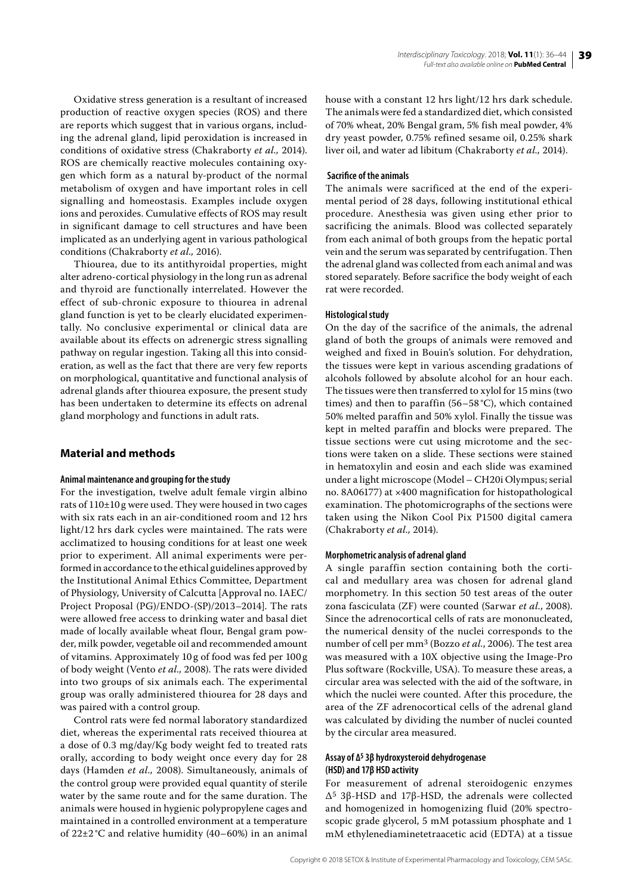Oxidative stress generation is a resultant of increased production of reactive oxygen species (ROS) and there are reports which suggest that in various organs, including the adrenal gland, lipid peroxidation is increased in conditions of oxidative stress (Chakraborty *et al.,* 2014). ROS are chemically reactive molecules containing oxygen which form as a natural by-product of the normal metabolism of oxygen and have important roles in cell signalling and homeostasis. Examples include oxygen ions and peroxides. Cumulative effects of ROS may result in significant damage to cell structures and have been implicated as an underlying agent in various pathological conditions (Chakraborty *et al.,* 2016).

Thiourea, due to its antithyroidal properties, might alter adreno-cortical physiology in the long run as adrenal and thyroid are functionally interrelated. However the effect of sub-chronic exposure to thiourea in adrenal gland function is yet to be clearly elucidated experimentally. No conclusive experimental or clinical data are available about its effects on adrenergic stress signalling pathway on regular ingestion. Taking all this into consideration, as well as the fact that there are very few reports on morphological, quantitative and functional analysis of adrenal glands after thiourea exposure, the present study has been undertaken to determine its effects on adrenal gland morphology and functions in adult rats.

## Material and methods

#### Animal maintenance and grouping for the study

For the investigation, twelve adult female virgin albino rats of 110±10 g were used. They were housed in two cages with six rats each in an air-conditioned room and 12 hrs light/12 hrs dark cycles were maintained. The rats were acclimatized to housing conditions for at least one week prior to experiment. All animal experiments were performed in accordance to the ethical guidelines approved by the Institutional Animal Ethics Committee, Department of Physiology, University of Calcutta [Approval no. IAEC/Project Proposal (PG)/ENDO-(SP)/2013–2014]. The rats were allowed free access to drinking water and basal diet made of locally available wheat flour, Bengal gram powder, milk powder, vegetable oil and recommended amount of vitamins. Approximately 10 g of food was fed per 100 g of body weight (Vento *et al.,* 2008). The rats were divided into two groups of six animals each. The experimental group was orally administered thiourea for 28 days and was paired with a control group.

Control rats were fed normal laboratory standardized diet, whereas the experimental rats received thiourea at a dose of 0.3 mg/day/Kg body weight fed to treated rats orally, according to body weight once every day for 28 days (Hamden *et al.,* 2008). Simultaneously, animals of the control group were provided equal quantity of sterile water by the same route and for the same duration. The animals were housed in hygienic polypropylene cages and maintained in a controlled environment at a temperature of 22±2 °C and relative humidity (40–60%) in an animal house with a constant 12 hrs light/12 hrs dark schedule. The animals were fed a standardized diet, which consisted of 70% wheat, 20% Bengal gram, 5% fish meal powder, 4% dry yeast powder, 0.75% refined sesame oil, 0.25% shark liver oil, and water ad libitum (Chakraborty *et al.,* 2014).

#### Sacrifice of the animals

The animals were sacrificed at the end of the experimental period of 28 days, following institutional ethical procedure. Anesthesia was given using ether prior to sacrificing the animals. Blood was collected separately from each animal of both groups from the hepatic portal vein and the serum was separated by centrifugation. Then the adrenal gland was collected from each animal and was stored separately. Before sacrifice the body weight of each rat were recorded.

#### Histological study

On the day of the sacrifice of the animals, the adrenal gland of both the groups of animals were removed and weighed and fixed in Bouin's solution. For dehydration, the tissues were kept in various ascending gradations of alcohols followed by absolute alcohol for an hour each. The tissues were then transferred to xylol for 15 mins (two times) and then to paraffin (56–58 °C), which contained 50% melted paraffin and 50% xylol. Finally the tissue was kept in melted paraffin and blocks were prepared. The tissue sections were cut using microtome and the sections were taken on a slide. These sections were stained in hematoxylin and eosin and each slide was examined under a light microscope (Model – CH20i Olympus; serial no. 8A06177) at ×400 magnification for histopathological examination. The photomicrographs of the sections were taken using the Nikon Cool Pix P1500 digital camera (Chakraborty *et al.,* 2014).

#### Morphometric analysis of adrenal gland

A single paraffin section containing both the cortical and medullary area was chosen for adrenal gland morphometry. In this section 50 test areas of the outer zona fasciculata (ZF) were counted (Sarwar *et al.,* 2008). Since the adrenocortical cells of rats are mononucleated, the numerical density of the nuclei corresponds to the number of cell per $mm^3$ (Bozzo *et al.,* 2006). The test area was measured with a 10X objective using the Image-Pro Plus software (Rockville, USA). To measure these areas, a circular area was selected with the aid of the software, in which the nuclei were counted. After this procedure, the area of the ZF adrenocortical cells of the adrenal gland was calculated by dividing the number of nuclei counted by the circular area measured.

#### Assay of $\Delta^5$ 3β hydroxysteroid dehydrogenase (HSD) and 17β HSD activity

For measurement of adrenal steroidogenic enzymes $\Delta^5$ 3β-HSD and 17β-HSD, the adrenals were collected and homogenized in homogenizing fluid (20% spectroscopic grade glycerol, 5 mM potassium phosphate and 1 mM ethylenediaminetetraacetic acid (EDTA) at a tissue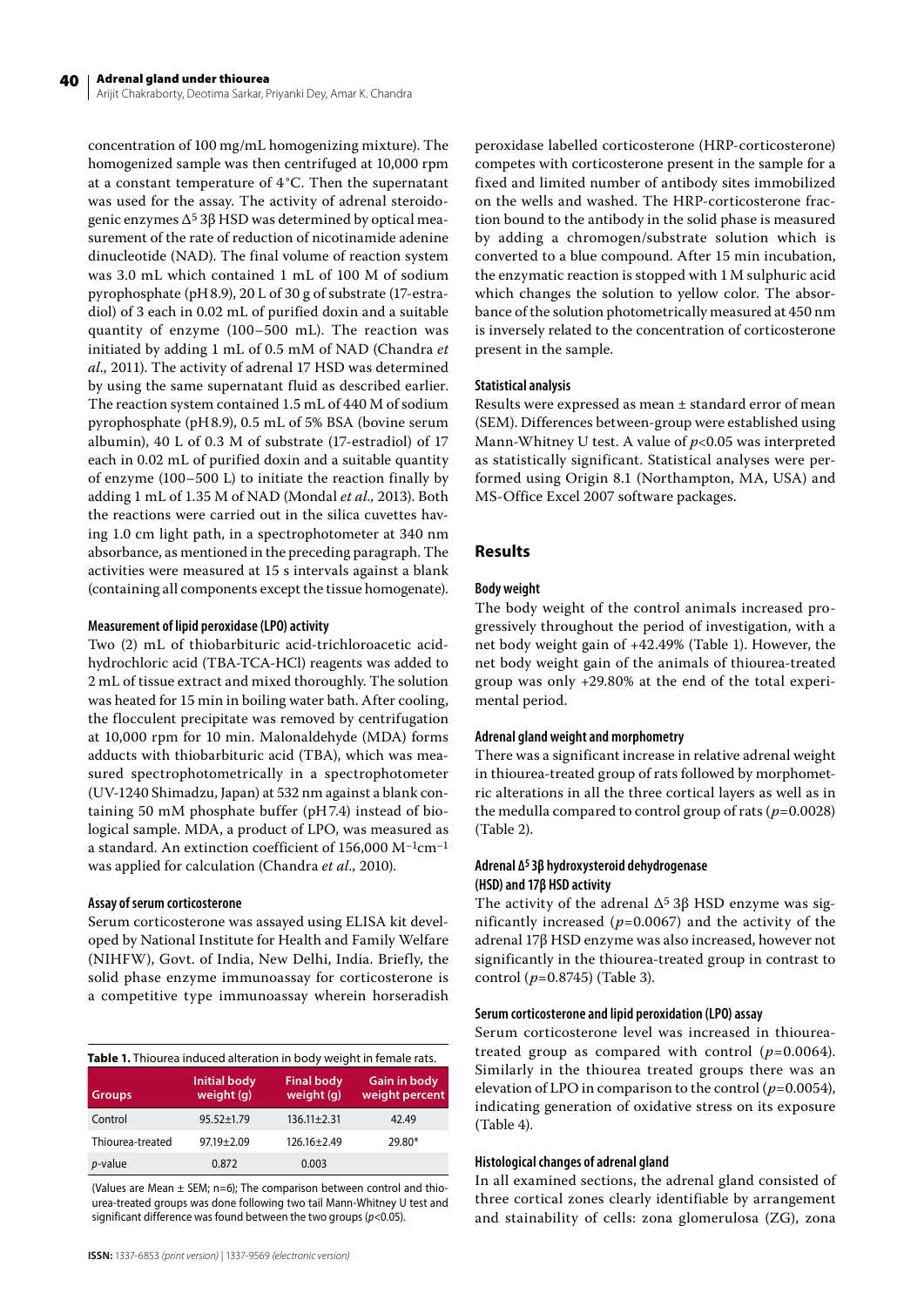concentration of 100 mg/mL homogenizing mixture). The homogenized sample was then centrifuged at 10,000 rpm at a constant temperature of 4 °C. Then the supernatant was used for the assay. The activity of adrenal steroidogenic enzymes $\Delta^5$ 3β HSD was determined by optical measurement of the rate of reduction of nicotinamide adenine dinucleotide (NAD). The final volume of reaction system was 3.0 mL which contained 1 mL of 100 M of sodium pyrophosphate (pH 8.9), 20 L of 30 g of substrate (17-estradiol) of 3 each in 0.02 mL of purified doxin and a suitable quantity of enzyme (100–500 mL). The reaction was initiated by adding 1 mL of 0.5 mM of NAD (Chandra *et al.,* 2011). The activity of adrenal 17 HSD was determined by using the same supernatant fluid as described earlier. The reaction system contained 1.5 mL of 440 M of sodium pyrophosphate (pH 8.9), 0.5 mL of 5% BSA (bovine serum albumin), 40 L of 0.3 M of substrate (17-estradiol) of 17 each in 0.02 mL of purified doxin and a suitable quantity of enzyme (100–500 L) to initiate the reaction finally by adding 1 mL of 1.35 M of NAD (Mondal *et al.,* 2013). Both the reactions were carried out in the silica cuvettes having 1.0 cm light path, in a spectrophotometer at 340 nm absorbance, as mentioned in the preceding paragraph. The activities were measured at 15 s intervals against a blank (containing all components except the tissue homogenate).

#### Measurement of lipid peroxidase (LPO) activity

Two (2) mL of thiobarbituric acid-trichloroacetic acid-hydrochloric acid (TBA-TCA-HCl) reagents was added to 2 mL of tissue extract and mixed thoroughly. The solution was heated for 15 min in boiling water bath. After cooling, the flocculent precipitate was removed by centrifugation at 10,000 rpm for 10 min. Malonaldehyde (MDA) forms adducts with thiobarbituric acid (TBA), which was measured spectrophotometrically in a spectrophotometer (UV-1240 Shimadzu, Japan) at 532 nm against a blank containing 50 mM phosphate buffer (pH 7.4) instead of biological sample. MDA, a product of LPO, was measured as a standard. An extinction coefficient of 156,000 $M^{-1}cm^{-1}$ was applied for calculation (Chandra *et al.,* 2010).

#### Assay of serum corticosterone

Serum corticosterone was assayed using ELISA kit developed by National Institute for Health and Family Welfare (NIHFW), Govt. of India, New Delhi, India. Briefly, the solid phase enzyme immunoassay for corticosterone is a competitive type immunoassay wherein horseradish peroxidase labelled corticosterone (HRP-corticosterone) competes with corticosterone present in the sample for a fixed and limited number of antibody sites immobilized on the wells and washed. The HRP-corticosterone fraction bound to the antibody in the solid phase is measured by adding a chromogen/substrate solution which is converted to a blue compound. After 15 min incubation, the enzymatic reaction is stopped with 1 M sulphuric acid which changes the solution to yellow color. The absorbance of the solution photometrically measured at 450 nm is inversely related to the concentration of corticosterone present in the sample.

#### Statistical analysis

Results were expressed as mean ± standard error of mean (SEM). Differences between-group were established using Mann-Whitney U test. A value of $p<0.05$ was interpreted as statistically significant. Statistical analyses were performed using Origin 8.1 (Northampton, MA, USA) and MS-Office Excel 2007 software packages.

## Results

#### Body weight

The body weight of the control animals increased progressively throughout the period of investigation, with a net body weight gain of +42.49% (Table 1). However, the net body weight gain of the animals of thiourea-treated group was only +29.80% at the end of the total experimental period.

**Table 1.** Thiourea induced alteration in body weight in female rats.

| Groups | Initial body weight (g) | Final body weight (g) | Gain in body weight percent |
|---|---|---|---|
| Control | 95.52±1.79 | 136.11±2.31 | 42.49 |
| Thiourea-treated | 97.19±2.09 | 126.16±2.49 | 29.80* |
| *p*-value | 0.872 | 0.003 | |

(Values are Mean ± SEM; n=6); The comparison between control and thiourea-treated groups was done following two tail Mann-Whitney U test and significant difference was found between the two groups ($p<0.05$).

#### Adrenal gland weight and morphometry

There was a significant increase in relative adrenal weight in thiourea-treated group of rats followed by morphometric alterations in all the three cortical layers as well as in the medulla compared to control group of rats ($p=0.0028$) (Table 2).

#### Adrenal $\Delta^5$ 3β hydroxysteroid dehydrogenase (HSD) and 17β HSD activity

The activity of the adrenal $\Delta^5$ 3β HSD enzyme was significantly increased ($p=0.0067$) and the activity of the adrenal 17β HSD enzyme was also increased, however not significantly in the thiourea-treated group in contrast to control ($p=0.8745$) (Table 3).

#### Serum corticosterone and lipid peroxidation (LPO) assay

Serum corticosterone level was increased in thiourea-treated group as compared with control ($p=0.0064$). Similarly in the thiourea treated groups there was an elevation of LPO in comparison to the control ($p=0.0054$), indicating generation of oxidative stress on its exposure (Table 4).

#### Histological changes of adrenal gland

In all examined sections, the adrenal gland consisted of three cortical zones clearly identifiable by arrangement and stainability of cells: zona glomerulosa (ZG), zona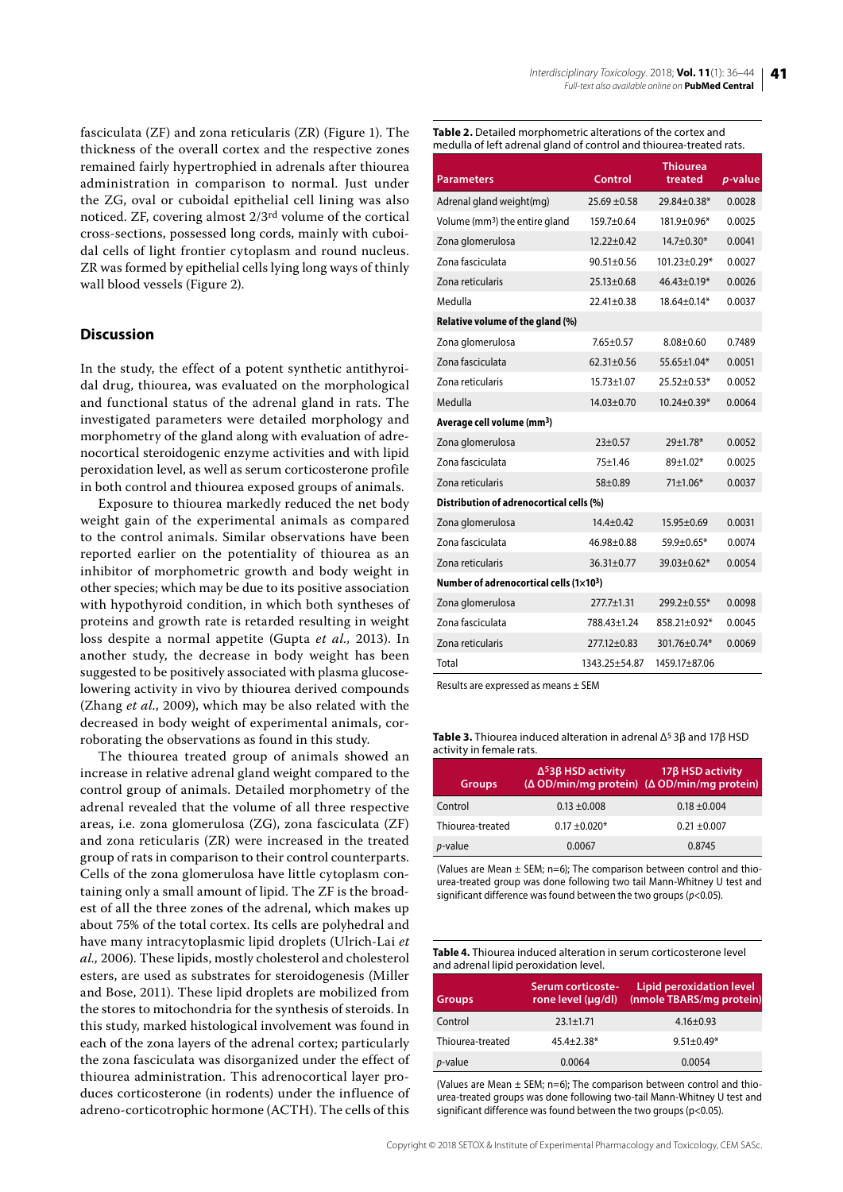fasciculata (ZF) and zona reticularis (ZR) (Figure 1). The thickness of the overall cortex and the respective zones remained fairly hypertrophied in adrenals after thiourea administration in comparison to normal. Just under the ZG, oval or cuboidal epithelial cell lining was also noticed. ZF, covering almost 2/3rd volume of the cortical cross-sections, possessed long cords, mainly with cuboidal cells of light frontier cytoplasm and round nucleus. ZR was formed by epithelial cells lying long ways of thinly wall blood vessels (Figure 2).

## Discussion

In the study, the effect of a potent synthetic antithyroidal drug, thiourea, was evaluated on the morphological and functional status of the adrenal gland in rats. The investigated parameters were detailed morphology and morphometry of the gland along with evaluation of adrenocortical steroidogenic enzyme activities and with lipid peroxidation level, as well as serum corticosterone profile in both control and thiourea exposed groups of animals.

Exposure to thiourea markedly reduced the net body weight gain of the experimental animals as compared to the control animals. Similar observations have been reported earlier on the potentiality of thiourea as an inhibitor of morphometric growth and body weight in other species; which may be due to its positive association with hypothyroid condition, in which both syntheses of proteins and growth rate is retarded resulting in weight loss despite a normal appetite (Gupta *et al.,* 2013). In another study, the decrease in body weight has been suggested to be positively associated with plasma glucose-lowering activity in vivo by thiourea derived compounds (Zhang *et al.*, 2009), which may be also related with the decreased in body weight of experimental animals, corroborating the observations as found in this study.

The thiourea treated group of animals showed an increase in relative adrenal gland weight compared to the control group of animals. Detailed morphometry of the adrenal revealed that the volume of all three respective areas, i.e. zona glomerulosa (ZG), zona fasciculata (ZF) and zona reticularis (ZR) were increased in the treated group of rats in comparison to their control counterparts. Cells of the zona glomerulosa have little cytoplasm containing only a small amount of lipid. The ZF is the broadest of all the three zones of the adrenal, which makes up about 75% of the total cortex. Its cells are polyhedral and have many intracytoplasmic lipid droplets (Ulrich-Lai *et al.,* 2006). These lipids, mostly cholesterol and cholesterol esters, are used as substrates for steroidogenesis (Miller and Bose, 2011). These lipid droplets are mobilized from the stores to mitochondria for the synthesis of steroids. In this study, marked histological involvement was found in each of the zona layers of the adrenal cortex; particularly the zona fasciculata was disorganized under the effect of thiourea administration. This adrenocortical layer produces corticosterone (in rodents) under the influence of adreno-corticotrophic hormone (ACTH). The cells of this

**Table 2.** Detailed morphometric alterations of the cortex and medulla of left adrenal gland of control and thiourea-treated rats.

| Parameters | Control | Thiourea treated | *p*-value |
|---|---|---|---|
| Adrenal gland weight(mg) | 25.69 ±0.58 | 29.84±0.38* | 0.0028 |
| Volume (mm$^3$) the entire gland | 159.7±0.64 | 181.9±0.96* | 0.0025 |
| Zona glomerulosa | 12.22±0.42 | 14.7±0.30* | 0.0041 |
| Zona fasciculata | 90.51±0.56 | 101.23±0.29* | 0.0027 |
| Zona reticularis | 25.13±0.68 | 46.43±0.19* | 0.0026 |
| Medulla | 22.41±0.38 | 18.64±0.14* | 0.0037 |
| **Relative volume of the gland (%)** | | | |
| Zona glomerulosa | 7.65±0.57 | 8.08±0.60 | 0.7489 |
| Zona fasciculata | 62.31±0.56 | 55.65±1.04* | 0.0051 |
| Zona reticularis | 15.73±1.07 | 25.52±0.53* | 0.0052 |
| Medulla | 14.03±0.70 | 10.24±0.39* | 0.0064 |
| **Average cell volume (mm$^3$)** | | | |
| Zona glomerulosa | 23±0.57 | 29±1.78* | 0.0052 |
| Zona fasciculata | 75±1.46 | 89±1.02* | 0.0025 |
| Zona reticularis | 58±0.89 | 71±1.06* | 0.0037 |
| **Distribution of adrenocortical cells (%)** | | | |
| Zona glomerulosa | 14.4±0.42 | 15.95±0.69 | 0.0031 |
| Zona fasciculata | 46.98±0.88 | 59.9±0.65* | 0.0074 |
| Zona reticularis | 36.31±0.77 | 39.03±0.62* | 0.0054 |
| **Number of adrenocortical cells (1×10$^3$)** | | | |
| Zona glomerulosa | 277.7±1.31 | 299.2±0.55* | 0.0098 |
| Zona fasciculata | 788.43±1.24 | 858.21±0.92* | 0.0045 |
| Zona reticularis | 277.12±0.83 | 301.76±0.74* | 0.0069 |
| Total | 1343.25±54.87 | 1459.17±87.06 | |

Results are expressed as means ± SEM

**Table 3.** Thiourea induced alteration in adrenal $\Delta^5$ 3β and 17β HSD activity in female rats.

| Groups | $\Delta^5$3β HSD activity (Δ OD/min/mg protein) | 17β HSD activity (Δ OD/min/mg protein) |
|---|---|---|
| Control | 0.13 ±0.008 | 0.18 ±0.004 |
| Thiourea-treated | 0.17 ±0.020* | 0.21 ±0.007 |
| *p*-value | 0.0067 | 0.8745 |

(Values are Mean ± SEM; n=6); The comparison between control and thiourea-treated group was done following two tail Mann-Whitney U test and significant difference was found between the two groups (*p*<0.05).

**Table 4.** Thiourea induced alteration in serum corticosterone level and adrenal lipid peroxidation level.

| Groups | Serum corticosterone level (μg/dl) | Lipid peroxidation level (nmole TBARS/mg protein) |
|---|---|---|
| Control | 23.1±1.71 | 4.16±0.93 |
| Thiourea-treated | 45.4±2.38* | 9.51±0.49* |
| *p*-value | 0.0064 | 0.0054 |

(Values are Mean ± SEM; n=6); The comparison between control and thiourea-treated groups was done following two-tail Mann-Whitney U test and significant difference was found between the two groups (p<0.05).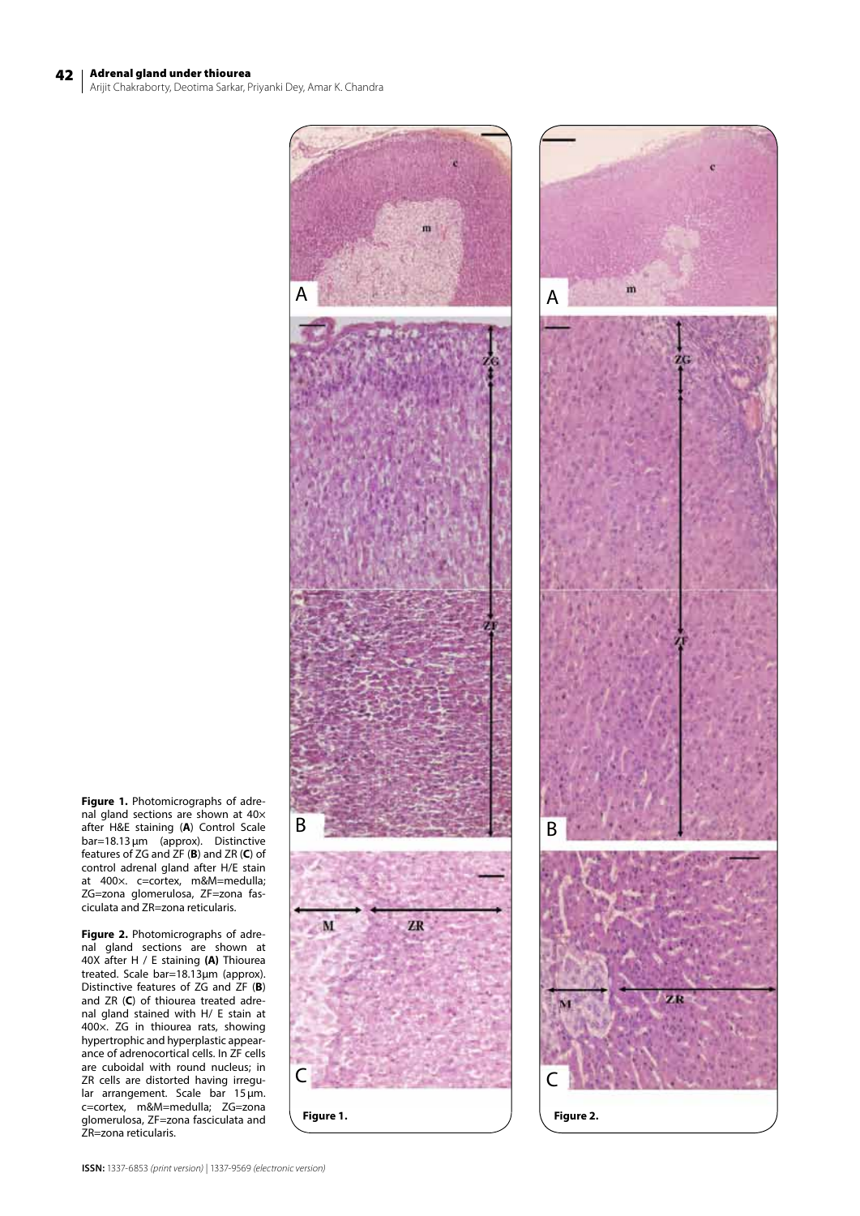**Figure 1.** Photomicrographs of adrenal gland sections are shown at 40× after H&E staining (**A**) Control Scale bar=18.13 µm (approx). Distinctive features of ZG and ZF (**B**) and ZR (**C**) of control adrenal gland after H/E stain at 400×. c=cortex, m&M=medulla; ZG=zona glomerulosa, ZF=zona fasciculata and ZR=zona reticularis.

**Figure 2.** Photomicrographs of adrenal gland sections are shown at 40X after H / E staining **(A)** Thiourea treated. Scale bar=18.13µm (approx). Distinctive features of ZG and ZF (**B**) and ZR (**C**) of thiourea treated adrenal gland stained with H/ E stain at 400×. ZG in thiourea rats, showing hypertrophic and hyperplastic appearance of adrenocortical cells. In ZF cells are cuboidal with round nucleus; in ZR cells are distorted having irregular arrangement. Scale bar 15 µm. c=cortex, m&M=medulla; ZG=zona glomerulosa, ZF=zona fasciculata and ZR=zona reticularis.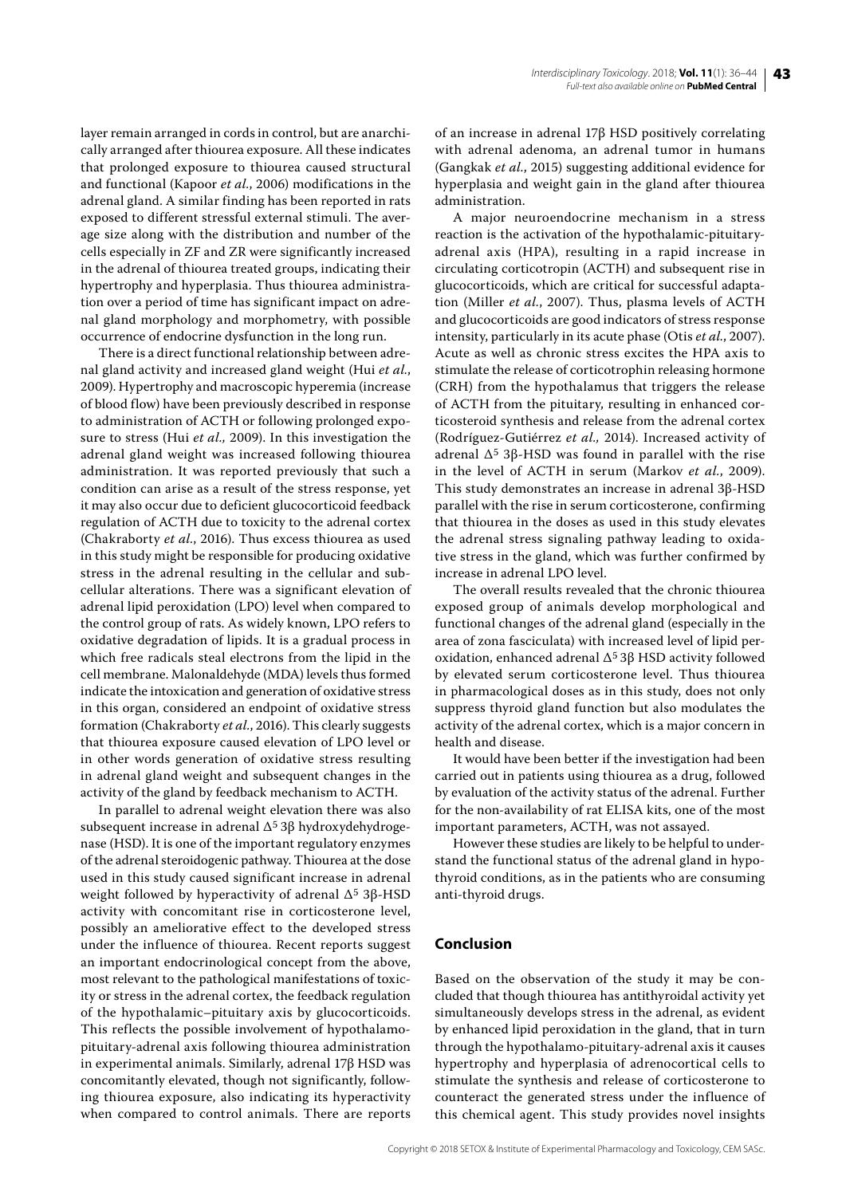layer remain arranged in cords in control, but are anarchically arranged after thiourea exposure. All these indicates that prolonged exposure to thiourea caused structural and functional (Kapoor *et al.*, 2006) modifications in the adrenal gland. A similar finding has been reported in rats exposed to different stressful external stimuli. The average size along with the distribution and number of the cells especially in ZF and ZR were significantly increased in the adrenal of thiourea treated groups, indicating their hypertrophy and hyperplasia. Thus thiourea administration over a period of time has significant impact on adrenal gland morphology and morphometry, with possible occurrence of endocrine dysfunction in the long run.

There is a direct functional relationship between adrenal gland activity and increased gland weight (Hui *et al.*, 2009). Hypertrophy and macroscopic hyperemia (increase of blood flow) have been previously described in response to administration of ACTH or following prolonged exposure to stress (Hui *et al.,* 2009). In this investigation the adrenal gland weight was increased following thiourea administration. It was reported previously that such a condition can arise as a result of the stress response, yet it may also occur due to deficient glucocorticoid feedback regulation of ACTH due to toxicity to the adrenal cortex (Chakraborty *et al.*, 2016). Thus excess thiourea as used in this study might be responsible for producing oxidative stress in the adrenal resulting in the cellular and subcellular alterations. There was a significant elevation of adrenal lipid peroxidation (LPO) level when compared to the control group of rats. As widely known, LPO refers to oxidative degradation of lipids. It is a gradual process in which free radicals steal electrons from the lipid in the cell membrane. Malonaldehyde (MDA) levels thus formed indicate the intoxication and generation of oxidative stress in this organ, considered an endpoint of oxidative stress formation (Chakraborty *et al.*, 2016). This clearly suggests that thiourea exposure caused elevation of LPO level or in other words generation of oxidative stress resulting in adrenal gland weight and subsequent changes in the activity of the gland by feedback mechanism to ACTH.

In parallel to adrenal weight elevation there was also subsequent increase in adrenal $\Delta^5$ 3β hydroxydehydrogenase (HSD). It is one of the important regulatory enzymes of the adrenal steroidogenic pathway. Thiourea at the dose used in this study caused significant increase in adrenal weight followed by hyperactivity of adrenal $\Delta^5$ 3β-HSD activity with concomitant rise in corticosterone level, possibly an ameliorative effect to the developed stress under the influence of thiourea. Recent reports suggest an important endocrinological concept from the above, most relevant to the pathological manifestations of toxicity or stress in the adrenal cortex, the feedback regulation of the hypothalamic–pituitary axis by glucocorticoids. This reflects the possible involvement of hypothalamo-pituitary-adrenal axis following thiourea administration in experimental animals. Similarly, adrenal 17β HSD was concomitantly elevated, though not significantly, following thiourea exposure, also indicating its hyperactivity when compared to control animals. There are reports of an increase in adrenal 17β HSD positively correlating with adrenal adenoma, an adrenal tumor in humans (Gangkak *et al.*, 2015) suggesting additional evidence for hyperplasia and weight gain in the gland after thiourea administration.

A major neuroendocrine mechanism in a stress reaction is the activation of the hypothalamic-pituitary-adrenal axis (HPA), resulting in a rapid increase in circulating corticotropin (ACTH) and subsequent rise in glucocorticoids, which are critical for successful adaptation (Miller *et al.*, 2007). Thus, plasma levels of ACTH and glucocorticoids are good indicators of stress response intensity, particularly in its acute phase (Otis *et al.*, 2007). Acute as well as chronic stress excites the HPA axis to stimulate the release of corticotrophin releasing hormone (CRH) from the hypothalamus that triggers the release of ACTH from the pituitary, resulting in enhanced corticosteroid synthesis and release from the adrenal cortex (Rodríguez-Gutiérrez *et al.,* 2014). Increased activity of adrenal $\Delta^5$ 3β-HSD was found in parallel with the rise in the level of ACTH in serum (Markov *et al.*, 2009). This study demonstrates an increase in adrenal 3β-HSD parallel with the rise in serum corticosterone, confirming that thiourea in the doses as used in this study elevates the adrenal stress signaling pathway leading to oxidative stress in the gland, which was further confirmed by increase in adrenal LPO level.

The overall results revealed that the chronic thiourea exposed group of animals develop morphological and functional changes of the adrenal gland (especially in the area of zona fasciculata) with increased level of lipid peroxidation, enhanced adrenal $\Delta^5$ 3β HSD activity followed by elevated serum corticosterone level. Thus thiourea in pharmacological doses as in this study, does not only suppress thyroid gland function but also modulates the activity of the adrenal cortex, which is a major concern in health and disease.

It would have been better if the investigation had been carried out in patients using thiourea as a drug, followed by evaluation of the activity status of the adrenal. Further for the non-availability of rat ELISA kits, one of the most important parameters, ACTH, was not assayed.

However these studies are likely to be helpful to understand the functional status of the adrenal gland in hypothyroid conditions, as in the patients who are consuming anti-thyroid drugs.

## Conclusion

Based on the observation of the study it may be concluded that though thiourea has antithyroidal activity yet simultaneously develops stress in the adrenal, as evident by enhanced lipid peroxidation in the gland, that in turn through the hypothalamo-pituitary-adrenal axis it causes hypertrophy and hyperplasia of adrenocortical cells to stimulate the synthesis and release of corticosterone to counteract the generated stress under the influence of this chemical agent. This study provides novel insights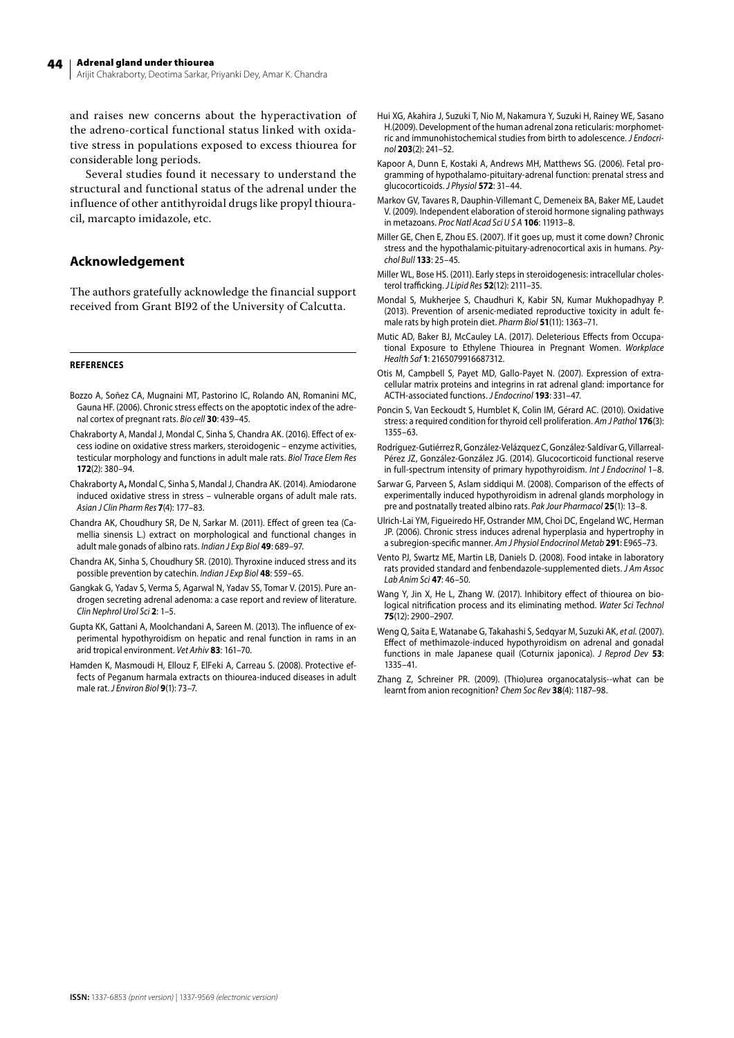and raises new concerns about the hyperactivation of the adreno-cortical functional status linked with oxidative stress in populations exposed to excess thiourea for considerable long periods.

Several studies found it necessary to understand the structural and functional status of the adrenal under the influence of other antithyroidal drugs like propyl thiouracil, marcapto imidazole, etc.

## Acknowledgement

The authors gratefully acknowledge the financial support received from Grant BI92 of the University of Calcutta.

#### REFERENCES

- Bozzo A, Soñez CA, Mugnaini MT, Pastorino IC, Rolando AN, Romanini MC, Gauna HF. (2006). Chronic stress effects on the apoptotic index of the adrenal cortex of pregnant rats. *Bio cell* **30**: 439–45.
- Chakraborty A, Mandal J, Mondal C, Sinha S, Chandra AK. (2016). Effect of excess iodine on oxidative stress markers, steroidogenic – enzyme activities, testicular morphology and functions in adult male rats. *Biol Trace Elem Res* **172**(2): 380–94.
- Chakraborty A**,** Mondal C, Sinha S, Mandal J, Chandra AK. (2014). Amiodarone induced oxidative stress in stress – vulnerable organs of adult male rats. *Asian J Clin Pharm Res* **7**(4): 177–83.
- Chandra AK, Choudhury SR, De N, Sarkar M. (2011). Effect of green tea (Camellia sinensis L.) extract on morphological and functional changes in adult male gonads of albino rats. *Indian J Exp Biol* **49**: 689–97.
- Chandra AK, Sinha S, Choudhury SR. (2010). Thyroxine induced stress and its possible prevention by catechin. *Indian J Exp Biol* **48**: 559–65.
- Gangkak G, Yadav S, Verma S, Agarwal N, Yadav SS, Tomar V. (2015). Pure androgen secreting adrenal adenoma: a case report and review of literature. *Clin Nephrol Urol Sci* **2**: 1–5.
- Gupta KK, Gattani A, Moolchandani A, Sareen M. (2013). The influence of experimental hypothyroidism on hepatic and renal function in rams in an arid tropical environment. *Vet Arhiv* **83**: 161–70.
- Hamden K, Masmoudi H, Ellouz F, ElFeki A, Carreau S. (2008). Protective effects of Peganum harmala extracts on thiourea-induced diseases in adult male rat. *J Environ Biol* **9**(1): 73–7.
- Hui XG, Akahira J, Suzuki T, Nio M, Nakamura Y, Suzuki H, Rainey WE, Sasano H.(2009). Development of the human adrenal zona reticularis: morphometric and immunohistochemical studies from birth to adolescence. *J Endocrinol* **203**(2): 241–52.
- Kapoor A, Dunn E, Kostaki A, Andrews MH, Matthews SG. (2006). Fetal programming of hypothalamo-pituitary-adrenal function: prenatal stress and glucocorticoids. *J Physiol* **572**: 31–44.
- Markov GV, Tavares R, Dauphin-Villemant C, Demeneix BA, Baker ME, Laudet V. (2009). Independent elaboration of steroid hormone signaling pathways in metazoans. *Proc Natl Acad Sci U S A* **106**: 11913–8.
- Miller GE, Chen E, Zhou ES. (2007). If it goes up, must it come down? Chronic stress and the hypothalamic-pituitary-adrenocortical axis in humans. *Psychol Bull* **133**: 25–45.
- Miller WL, Bose HS. (2011). Early steps in steroidogenesis: intracellular cholesterol trafficking. *J Lipid Res* **52**(12): 2111–35.
- Mondal S, Mukherjee S, Chaudhuri K, Kabir SN, Kumar Mukhopadhyay P. (2013). Prevention of arsenic-mediated reproductive toxicity in adult female rats by high protein diet. *Pharm Biol* **51**(11): 1363–71.
- Mutic AD, Baker BJ, McCauley LA. (2017). Deleterious Effects from Occupational Exposure to Ethylene Thiourea in Pregnant Women. *Workplace Health Saf* **1**: 2165079916687312.
- Otis M, Campbell S, Payet MD, Gallo-Payet N. (2007). Expression of extracellular matrix proteins and integrins in rat adrenal gland: importance for ACTH-associated functions. *J Endocrinol* **193**: 331–47.
- Poncin S, Van Eeckoudt S, Humblet K, Colin IM, Gérard AC. (2010). Oxidative stress: a required condition for thyroid cell proliferation. *Am J Pathol* **176**(3): 1355–63.
- Rodríguez-Gutiérrez R, González-Velázquez C, González-Saldívar G, Villarreal-Pérez JZ, González-González JG. (2014). Glucocorticoid functional reserve in full-spectrum intensity of primary hypothyroidism. *Int J Endocrinol* 1–8.
- Sarwar G, Parveen S, Aslam siddiqui M. (2008). Comparison of the effects of experimentally induced hypothyroidism in adrenal glands morphology in pre and postnatally treated albino rats. *Pak Jour Pharmacol* **25**(1): 13–8.
- Ulrich-Lai YM, Figueiredo HF, Ostrander MM, Choi DC, Engeland WC, Herman JP. (2006). Chronic stress induces adrenal hyperplasia and hypertrophy in a subregion-specific manner. *Am J Physiol Endocrinol Metab* **291**: E965–73.
- Vento PJ, Swartz ME, Martin LB, Daniels D. (2008). Food intake in laboratory rats provided standard and fenbendazole-supplemented diets. *J Am Assoc Lab Anim Sci* **47**: 46–50.
- Wang Y, Jin X, He L, Zhang W. (2017). Inhibitory effect of thiourea on biological nitrification process and its eliminating method. *Water Sci Technol* **75**(12): 2900–2907.
- Weng Q, Saita E, Watanabe G, Takahashi S, Sedqyar M, Suzuki AK, *et al.* (2007). Effect of methimazole-induced hypothyroidism on adrenal and gonadal functions in male Japanese quail (Coturnix japonica). *J Reprod Dev* **53**: 1335–41.
- Zhang Z, Schreiner PR. (2009). (Thio)urea organocatalysis--what can be learnt from anion recognition? *Chem Soc Rev* **38**(4): 1187–98.